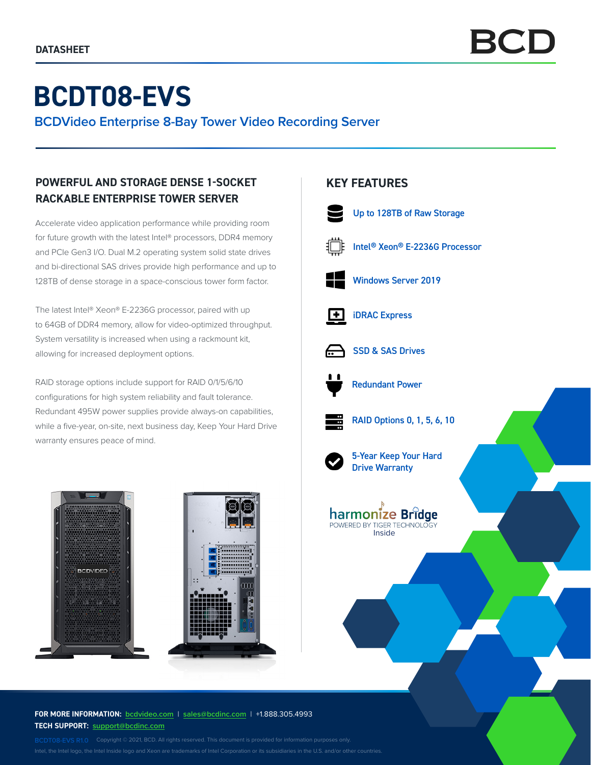DATASHEET

# BCDT08-EVS

## BCDVideo Enterprise 8-Bay Tower Video Recording Server

### POWERFUL AND STORAGE DENSE 1-SOCKET RACKABLE ENTERPRISE TOWER SERVER

Accelerate video application performance while providing room for future growth with the latest Intel® processors, DDR4 memory and PCIe Gen3 I/O. Dual M.2 operating system solid state drives and bi-directional SAS drives provide high performance and up to 128TB of dense storage in a space-conscious tower form factor.

The latest Intel® Xeon® E-2236G processor, paired with up to 64GB of DDR4 memory, allow for video-optimized throughput. System versatility is increased when using a rackmount kit, allowing for increased deployment options.

RAID storage options include support for RAID 0/1/5/6/10 configurations for high system reliability and fault tolerance. Redundant 495W power supplies provide always-on capabilities, while a five-year, on-site, next business day, Keep Your Hard Drive warranty ensures peace of mind.

### KEY FEATURES

- Up to 128TB of Raw Storage
- Intel® Xeon® E-2236G Processor
- Windows Server 2019
- iDRAC Express
- SSD & SAS Drives
- Redundant Power
- RAID Options 0, 1, 5, 6, 10
- 5-Year Keep Your Hard Drive Warranty

harmonize Bridge
POWERED BY TIGER TECHNOLOGY
Inside

**FOR MORE INFORMATION:** bcdvideo.com | sales@bcdinc.com | +1.888.305.4993
**TECH SUPPORT:** support@bcdinc.com

BCDT08-EVS R1.0 Copyright © 2021, BCD. All rights reserved. This document is provided for information purposes only.
Intel, the Intel logo, the Intel Inside logo and Xeon are trademarks of Intel Corporation or its subsidiaries in the U.S. and/or other countries.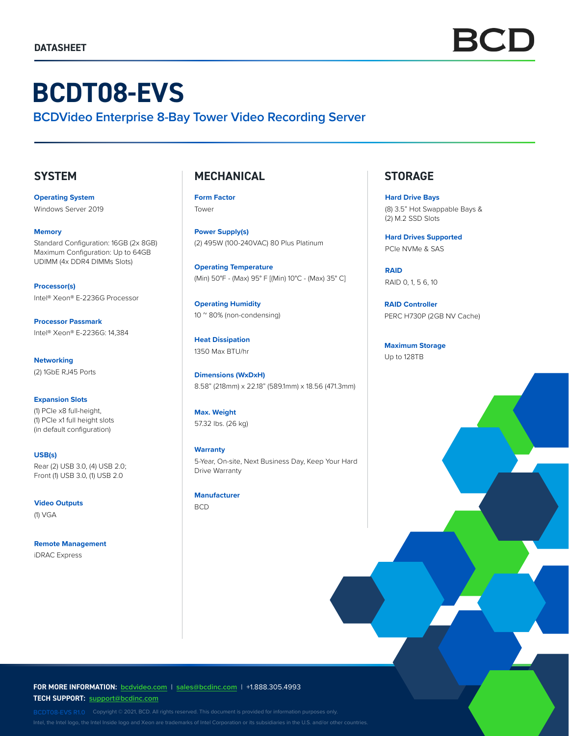DATASHEET

BCD

# BCDT08-EVS

## BCDVideo Enterprise 8-Bay Tower Video Recording Server

## SYSTEM

**Operating System**
Windows Server 2019

**Memory**
Standard Configuration: 16GB (2x 8GB)
Maximum Configuration: Up to 64GB UDIMM (4x DDR4 DIMMs Slots)

**Processor(s)**
Intel® Xeon® E-2236G Processor

**Processor Passmark**
Intel® Xeon® E-2236G: 14,384

**Networking**
(2) 1GbE RJ45 Ports

**Expansion Slots**
(1) PCIe x8 full-height,
(1) PCIe x1 full height slots
(in default configuration)

**USB(s)**
Rear (2) USB 3.0, (4) USB 2.0;
Front (1) USB 3.0, (1) USB 2.0

**Video Outputs**
(1) VGA

**Remote Management**
iDRAC Express

## MECHANICAL

**Form Factor**
Tower

**Power Supply(s)**
(2) 495W (100-240VAC) 80 Plus Platinum

**Operating Temperature**
(Min) 50°F - (Max) 95° F [(Min) 10°C - (Max) 35° C]

**Operating Humidity**
10 ~ 80% (non-condensing)

**Heat Dissipation**
1350 Max BTU/hr

**Dimensions (WxDxH)**
8.58” (218mm) x 22.18” (589.1mm) x 18.56 (471.3mm)

**Max. Weight**
57.32 lbs. (26 kg)

**Warranty**
5-Year, On-site, Next Business Day, Keep Your Hard Drive Warranty

**Manufacturer**
BCD

## STORAGE

**Hard Drive Bays**
(8) 3.5” Hot Swappable Bays &
(2) M.2 SSD Slots

**Hard Drives Supported**
PCIe NVMe & SAS

**RAID**
RAID 0, 1, 5 6, 10

**RAID Controller**
PERC H730P (2GB NV Cache)

**Maximum Storage**
Up to 128TB

**FOR MORE INFORMATION:** bcdvideo.com | sales@bcdinc.com | +1.888.305.4993
**TECH SUPPORT:** support@bcdinc.com

BCDT08-EVS R1.0 Copyright © 2021, BCD. All rights reserved. This document is provided for information purposes only.
Intel, the Intel logo, the Intel Inside logo and Xeon are trademarks of Intel Corporation or its subsidiaries in the U.S. and/or other countries.